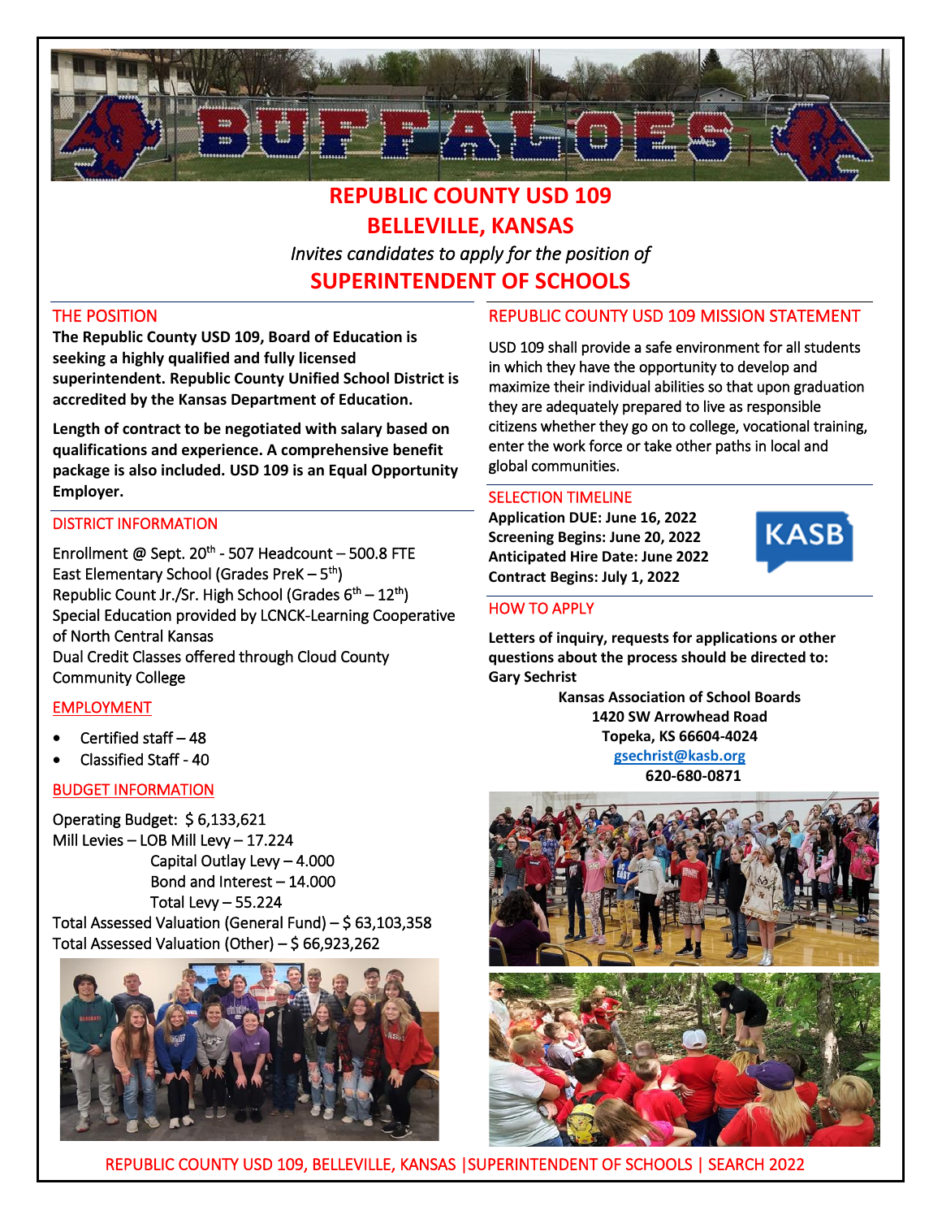# REPUBLIC COUNTY USD 109

# BELLEVILLE, KANSAS

*Invites candidates to apply for the position of*

# SUPERINTENDENT OF SCHOOLS

## THE POSITION

**The Republic County USD 109, Board of Education is seeking a highly qualified and fully licensed superintendent. Republic County Unified School District is accredited by the Kansas Department of Education.**

**Length of contract to be negotiated with salary based on qualifications and experience. A comprehensive benefit package is also included. USD 109 is an Equal Opportunity Employer.**

## DISTRICT INFORMATION

Enrollment @ Sept. 20th - 507 Headcount – 500.8 FTE
East Elementary School (Grades PreK – 5th)
Republic Count Jr./Sr. High School (Grades 6th – 12th)
Special Education provided by LCNCK-Learning Cooperative of North Central Kansas
Dual Credit Classes offered through Cloud County Community College

## EMPLOYMENT

- Certified staff – 48
- Classified Staff - 40

## BUDGET INFORMATION

Operating Budget: $ 6,133,621
Mill Levies – LOB Mill Levy – 17.224
Capital Outlay Levy – 4.000
Bond and Interest – 14.000
Total Levy – 55.224
Total Assessed Valuation (General Fund) – $ 63,103,358
Total Assessed Valuation (Other) – $ 66,923,262

## REPUBLIC COUNTY USD 109 MISSION STATEMENT

USD 109 shall provide a safe environment for all students in which they have the opportunity to develop and maximize their individual abilities so that upon graduation they are adequately prepared to live as responsible citizens whether they go on to college, vocational training, enter the work force or take other paths in local and global communities.

## SELECTION TIMELINE

**Application DUE: June 16, 2022**
**Screening Begins: June 20, 2022**
**Anticipated Hire Date: June 2022**
**Contract Begins: July 1, 2022**

## HOW TO APPLY

**Letters of inquiry, requests for applications or other questions about the process should be directed to:**
**Gary Sechrist**

**Kansas Association of School Boards**
**1420 SW Arrowhead Road**
**Topeka, KS 66604-4024**
**gsechrist@kasb.org**
**620-680-0871**

REPUBLIC COUNTY USD 109, BELLEVILLE, KANSAS | SUPERINTENDENT OF SCHOOLS | SEARCH 2022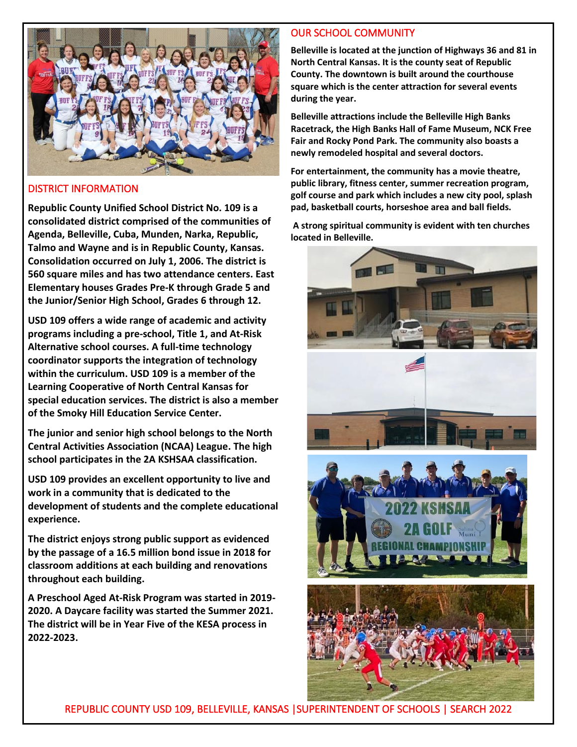## DISTRICT INFORMATION

**Republic County Unified School District No. 109 is a consolidated district comprised of the communities of Agenda, Belleville, Cuba, Munden, Narka, Republic, Talmo and Wayne and is in Republic County, Kansas. Consolidation occurred on July 1, 2006. The district is 560 square miles and has two attendance centers. East Elementary houses Grades Pre-K through Grade 5 and the Junior/Senior High School, Grades 6 through 12.**

**USD 109 offers a wide range of academic and activity programs including a pre-school, Title 1, and At-Risk Alternative school courses. A full-time technology coordinator supports the integration of technology within the curriculum. USD 109 is a member of the Learning Cooperative of North Central Kansas for special education services. The district is also a member of the Smoky Hill Education Service Center.**

**The junior and senior high school belongs to the North Central Activities Association (NCAA) League. The high school participates in the 2A KSHSAA classification.**

**USD 109 provides an excellent opportunity to live and work in a community that is dedicated to the development of students and the complete educational experience.**

**The district enjoys strong public support as evidenced by the passage of a 16.5 million bond issue in 2018 for classroom additions at each building and renovations throughout each building.**

**A Preschool Aged At-Risk Program was started in 2019-2020. A Daycare facility was started the Summer 2021. The district will be in Year Five of the KESA process in 2022-2023.**

## OUR SCHOOL COMMUNITY

**Belleville is located at the junction of Highways 36 and 81 in North Central Kansas. It is the county seat of Republic County. The downtown is built around the courthouse square which is the center attraction for several events during the year.**

**Belleville attractions include the Belleville High Banks Racetrack, the High Banks Hall of Fame Museum, NCK Free Fair and Rocky Pond Park. The community also boasts a newly remodeled hospital and several doctors.**

**For entertainment, the community has a movie theatre, public library, fitness center, summer recreation program, golf course and park which includes a new city pool, splash pad, basketball courts, horseshoe area and ball fields.**

**A strong spiritual community is evident with ten churches located in Belleville.**